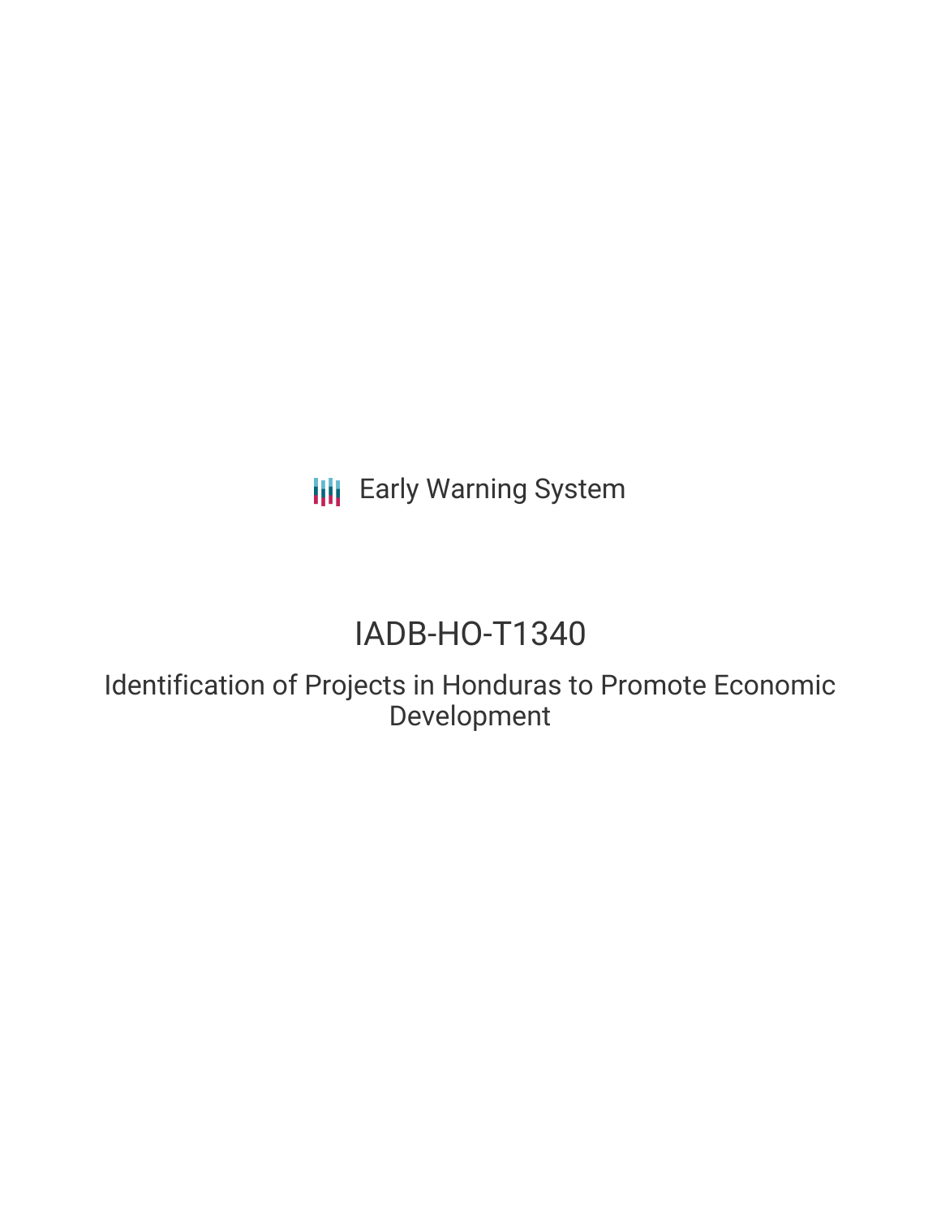Early Warning System

# IADB-HO-T1340

## Identification of Projects in Honduras to Promote Economic Development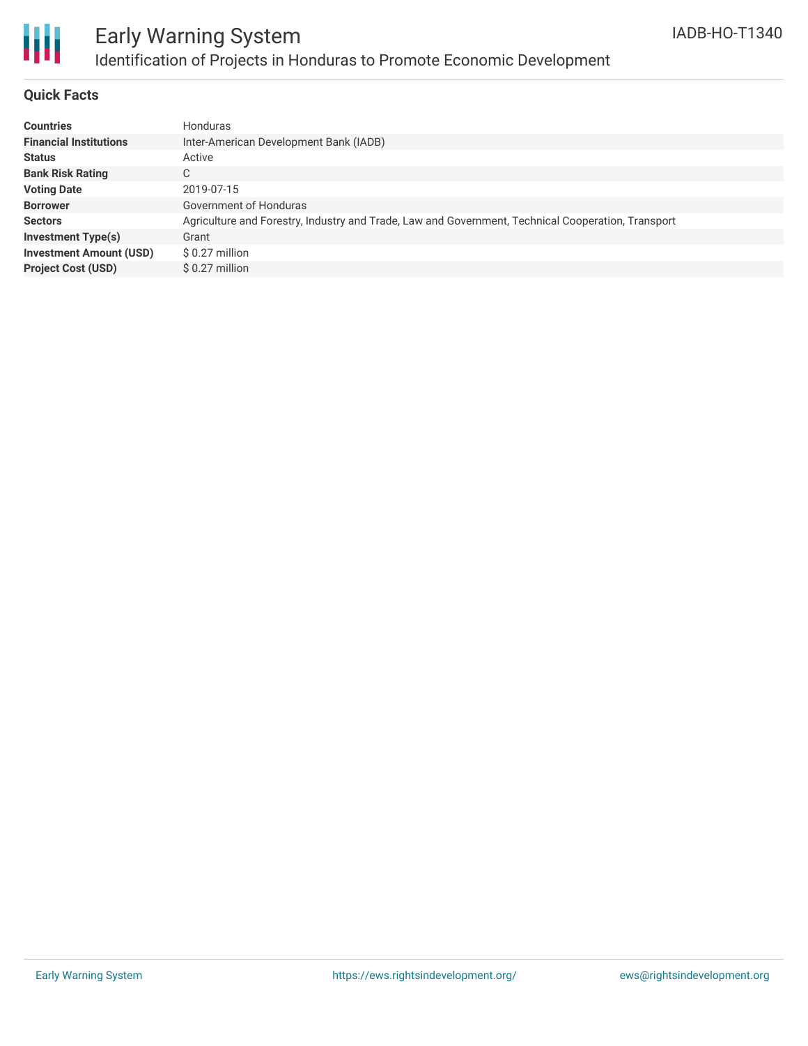# Early Warning System

## Identification of Projects in Honduras to Promote Economic Development

IADB-HO-T1340

### Quick Facts

| | |
|---|---|
| **Countries** | Honduras |
| **Financial Institutions** | Inter-American Development Bank (IADB) |
| **Status** | Active |
| **Bank Risk Rating** | C |
| **Voting Date** | 2019-07-15 |
| **Borrower** | Government of Honduras |
| **Sectors** | Agriculture and Forestry, Industry and Trade, Law and Government, Technical Cooperation, Transport |
| **Investment Type(s)** | Grant |
| **Investment Amount (USD)** | $ 0.27 million |
| **Project Cost (USD)** | $ 0.27 million |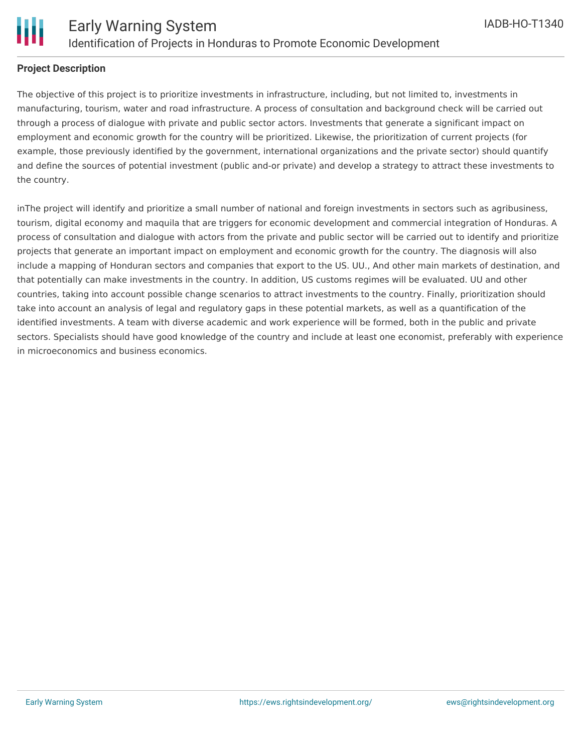**Project Description**

The objective of this project is to prioritize investments in infrastructure, including, but not limited to, investments in manufacturing, tourism, water and road infrastructure. A process of consultation and background check will be carried out through a process of dialogue with private and public sector actors. Investments that generate a significant impact on employment and economic growth for the country will be prioritized. Likewise, the prioritization of current projects (for example, those previously identified by the government, international organizations and the private sector) should quantify and define the sources of potential investment (public and-or private) and develop a strategy to attract these investments to the country.

inThe project will identify and prioritize a small number of national and foreign investments in sectors such as agribusiness, tourism, digital economy and maquila that are triggers for economic development and commercial integration of Honduras. A process of consultation and dialogue with actors from the private and public sector will be carried out to identify and prioritize projects that generate an important impact on employment and economic growth for the country. The diagnosis will also include a mapping of Honduran sectors and companies that export to the US. UU., And other main markets of destination, and that potentially can make investments in the country. In addition, US customs regimes will be evaluated. UU and other countries, taking into account possible change scenarios to attract investments to the country. Finally, prioritization should take into account an analysis of legal and regulatory gaps in these potential markets, as well as a quantification of the identified investments. A team with diverse academic and work experience will be formed, both in the public and private sectors. Specialists should have good knowledge of the country and include at least one economist, preferably with experience in microeconomics and business economics.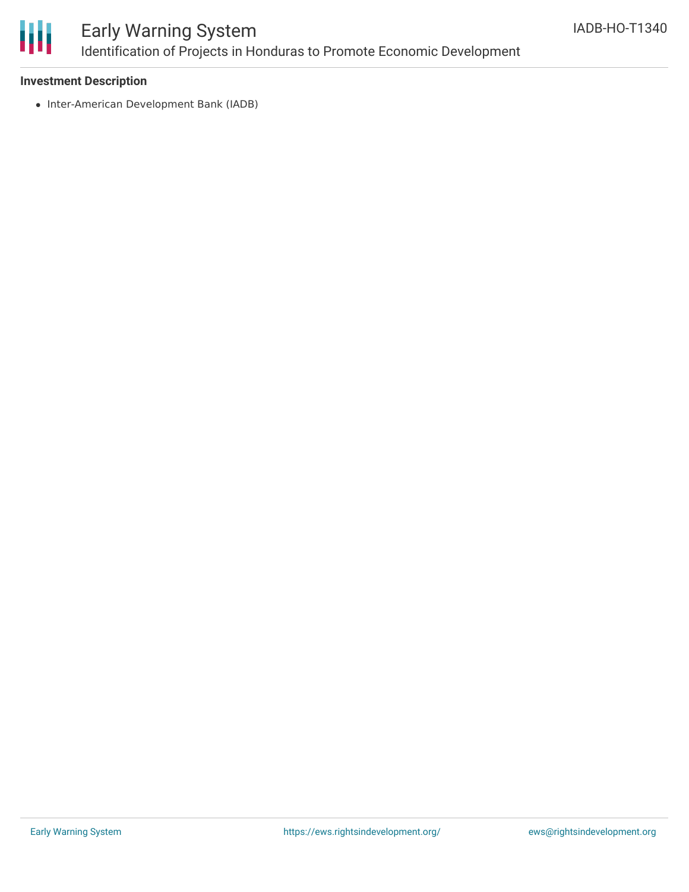**Investment Description**

- Inter-American Development Bank (IADB)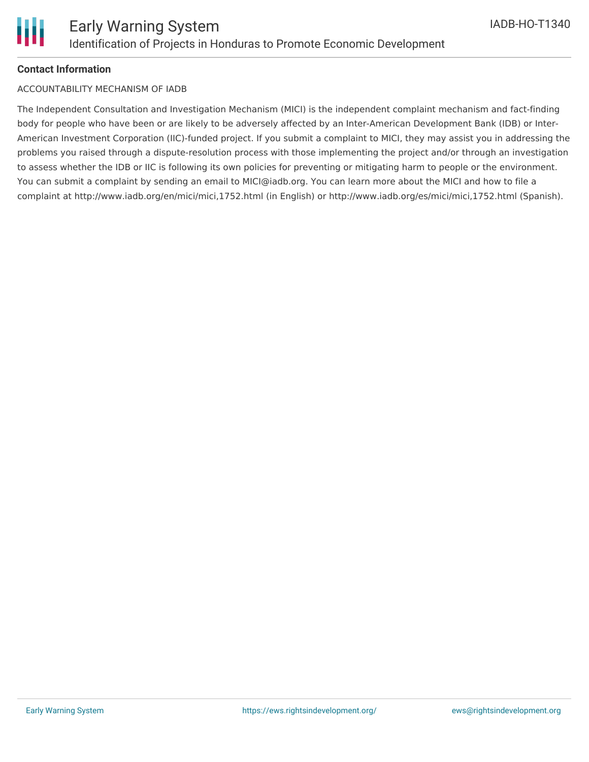**Contact Information**

ACCOUNTABILITY MECHANISM OF IADB

The Independent Consultation and Investigation Mechanism (MICI) is the independent complaint mechanism and fact-finding body for people who have been or are likely to be adversely affected by an Inter-American Development Bank (IDB) or Inter-American Investment Corporation (IIC)-funded project. If you submit a complaint to MICI, they may assist you in addressing the problems you raised through a dispute-resolution process with those implementing the project and/or through an investigation to assess whether the IDB or IIC is following its own policies for preventing or mitigating harm to people or the environment. You can submit a complaint by sending an email to MICI@iadb.org. You can learn more about the MICI and how to file a complaint at http://www.iadb.org/en/mici/mici,1752.html (in English) or http://www.iadb.org/es/mici/mici,1752.html (Spanish).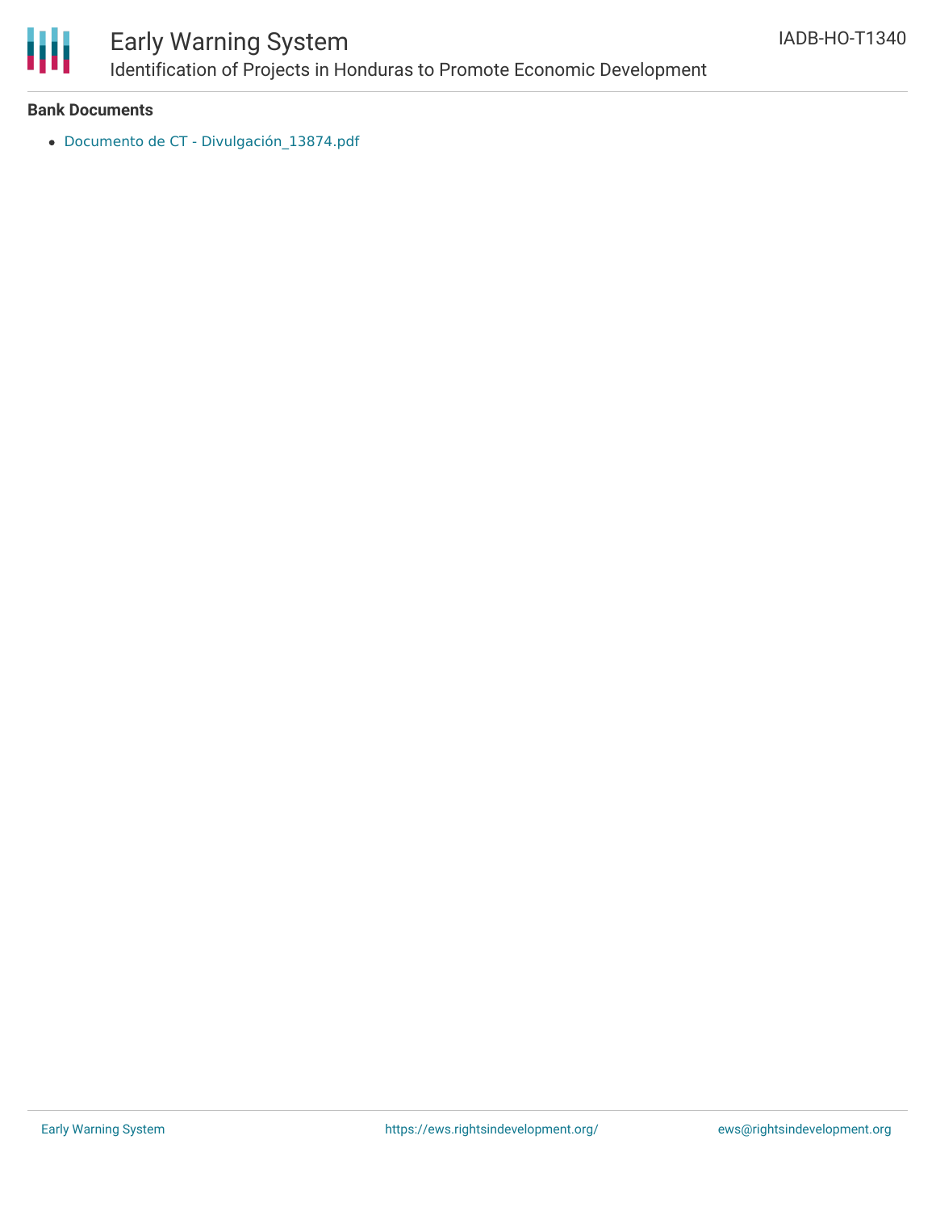**Bank Documents**

- Documento de CT - Divulgación_13874.pdf